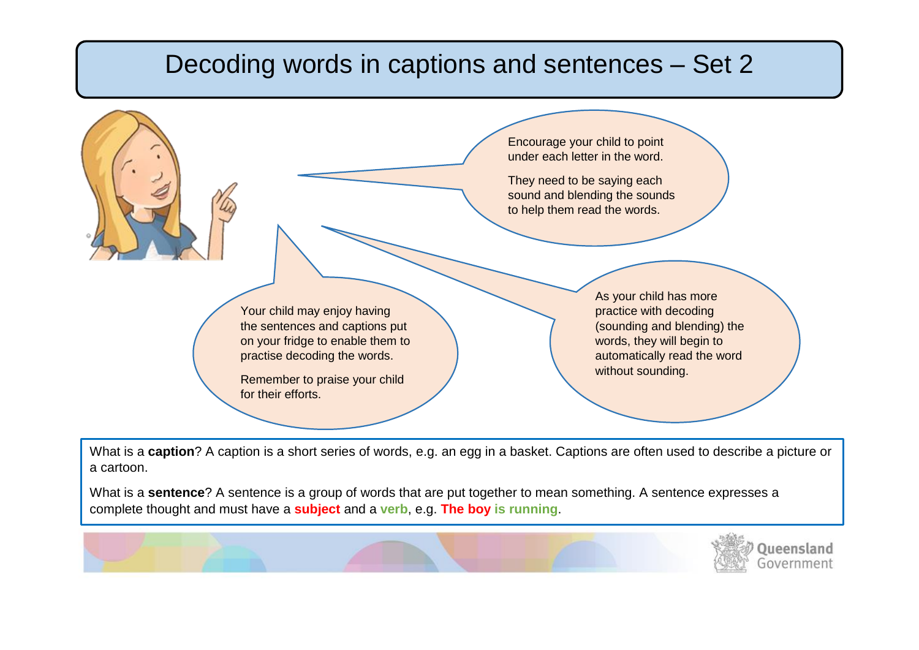# Decoding words in captions and sentences – Set 2

Encourage your child to point under each letter in the word.

They need to be saying each sound and blending the sounds to help them read the words.

Your child may enjoy having the sentences and captions put on your fridge to enable them to practise decoding the words.

Remember to praise your child for their efforts.

As your child has more practice with decoding (sounding and blending) the words, they will begin to automatically read the word without sounding.

What is a **caption**? A caption is a short series of words, e.g. an egg in a basket. Captions are often used to describe a picture or a cartoon.

What is a **sentence**? A sentence is a group of words that are put together to mean something. A sentence expresses a complete thought and must have a **subject** and a **verb**, e.g. **The boy is running**.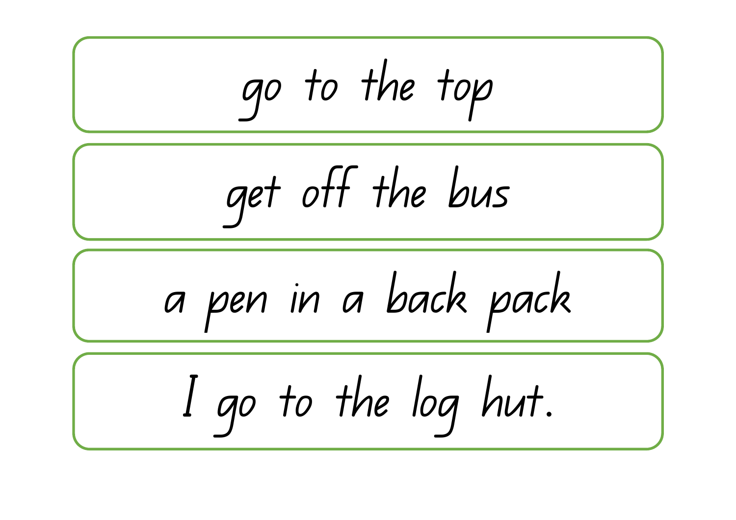go to the top

get off the bus

a pen in a back pack

I go to the log hut.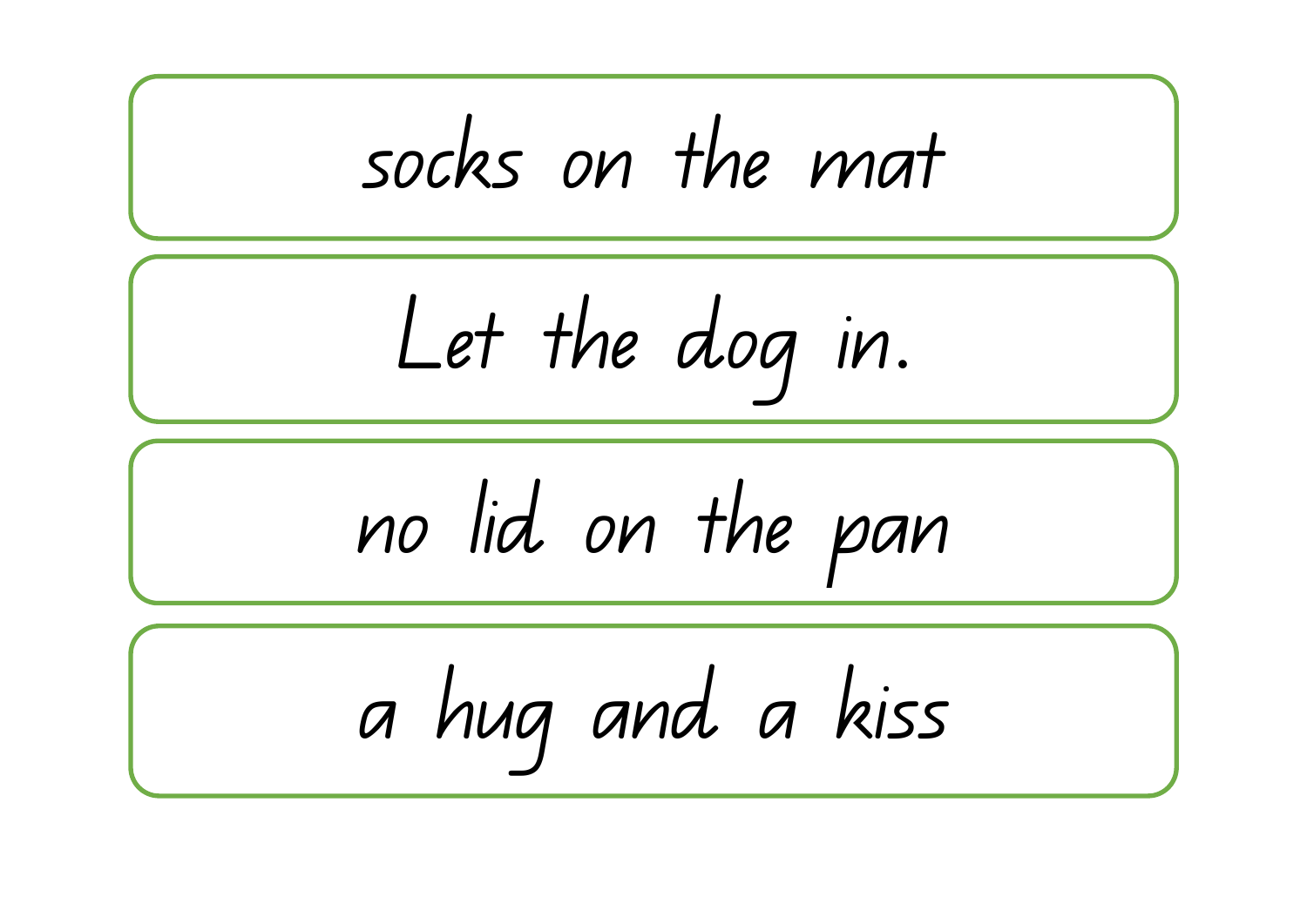socks on the mat

Let the dog in.

no lid on the pan

a hug and a kiss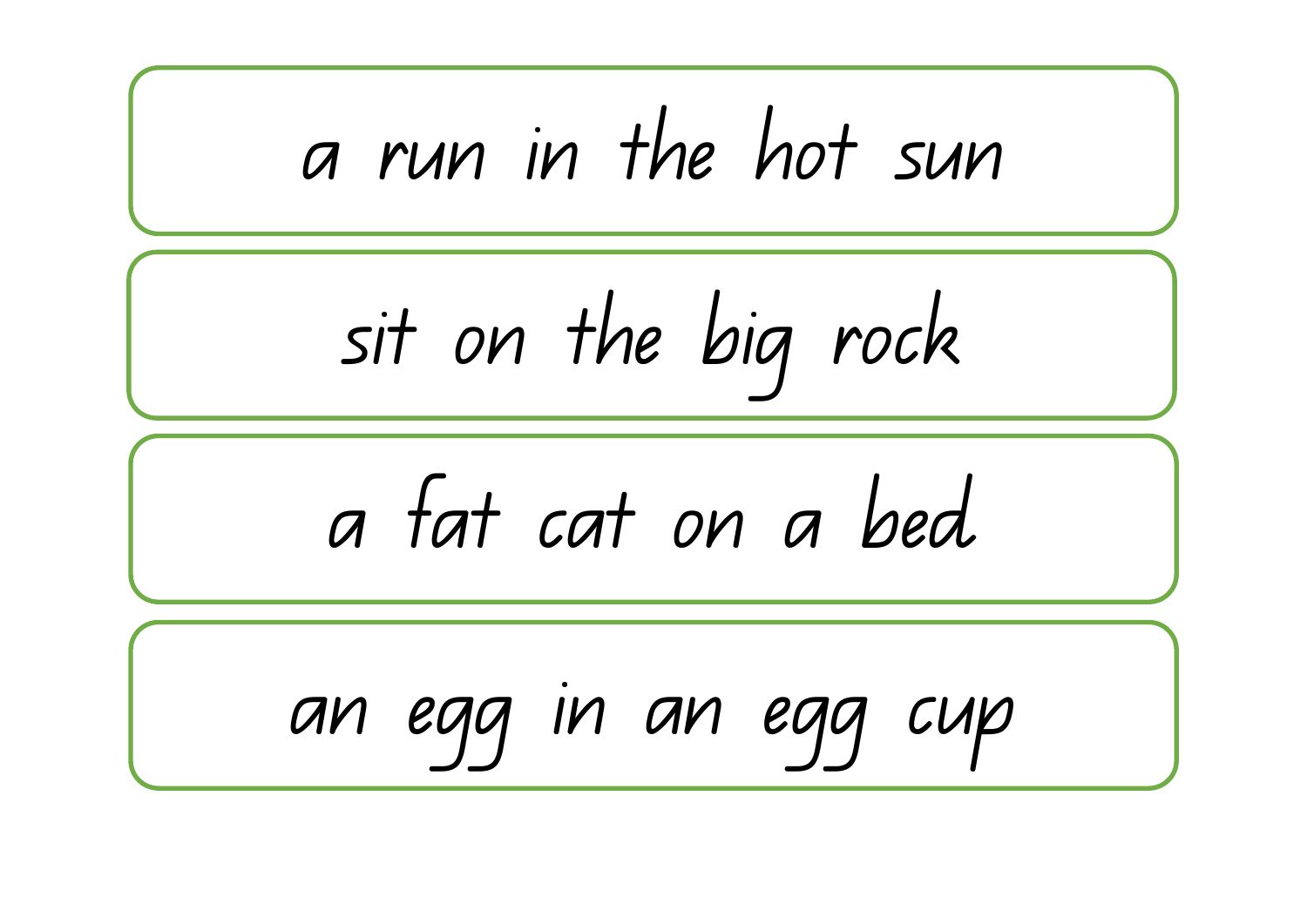a run in the hot sun

sit on the big rock

a fat cat on a bed

an egg in an egg cup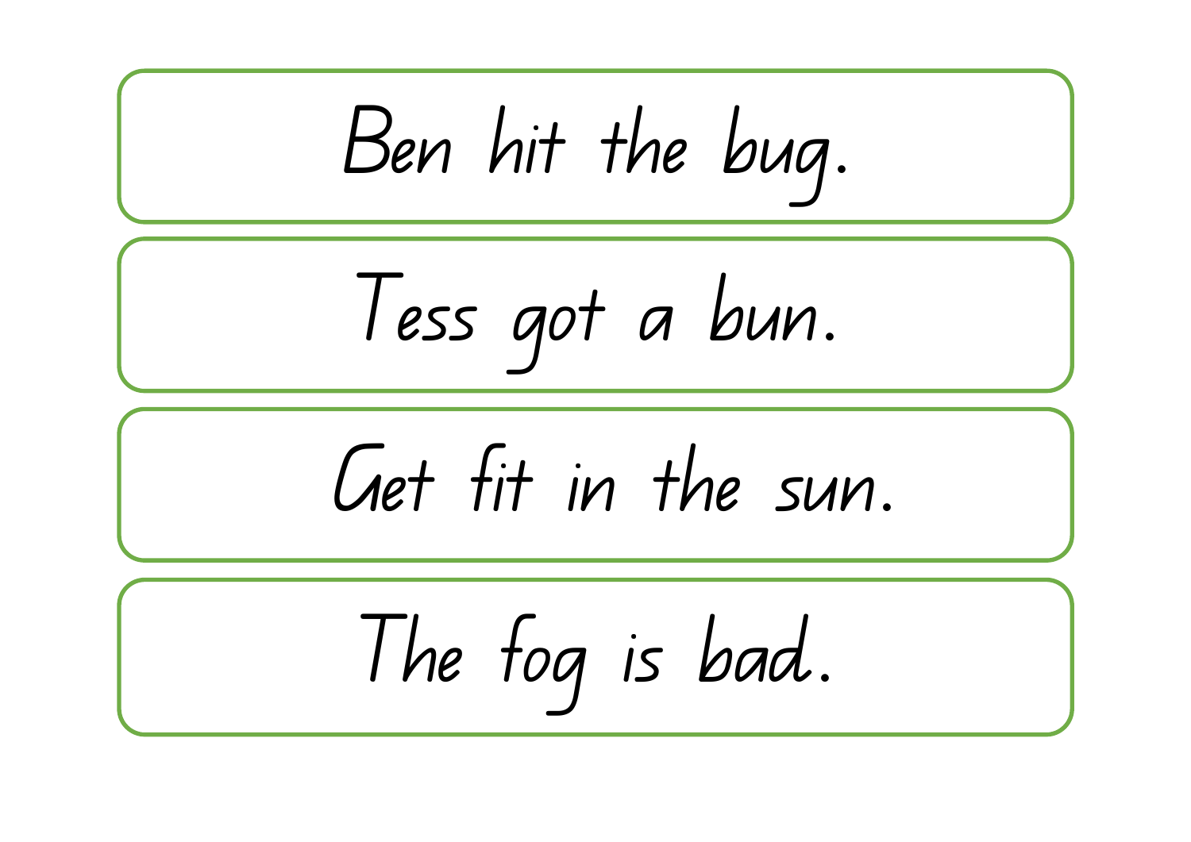Ben hit the bug.

Tess got a bun.

Get fit in the sun.

The fog is bad.